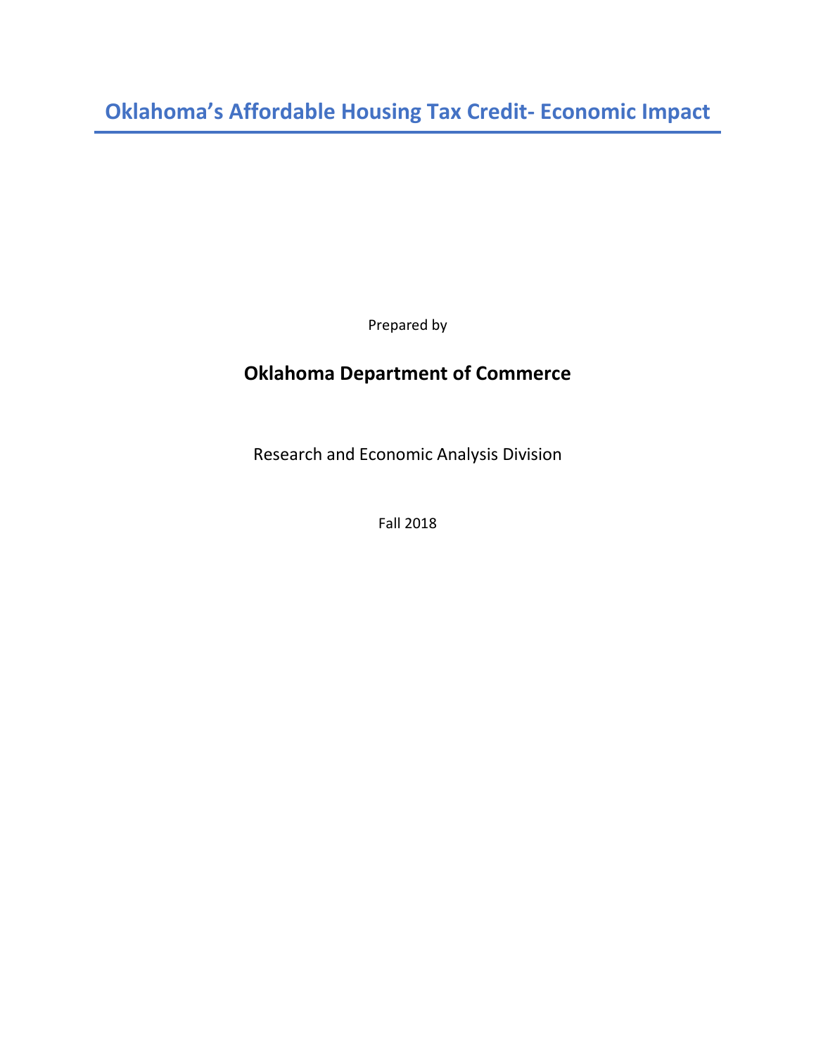# Oklahoma's Affordable Housing Tax Credit- Economic Impact

Prepared by

## Oklahoma Department of Commerce

Research and Economic Analysis Division

Fall 2018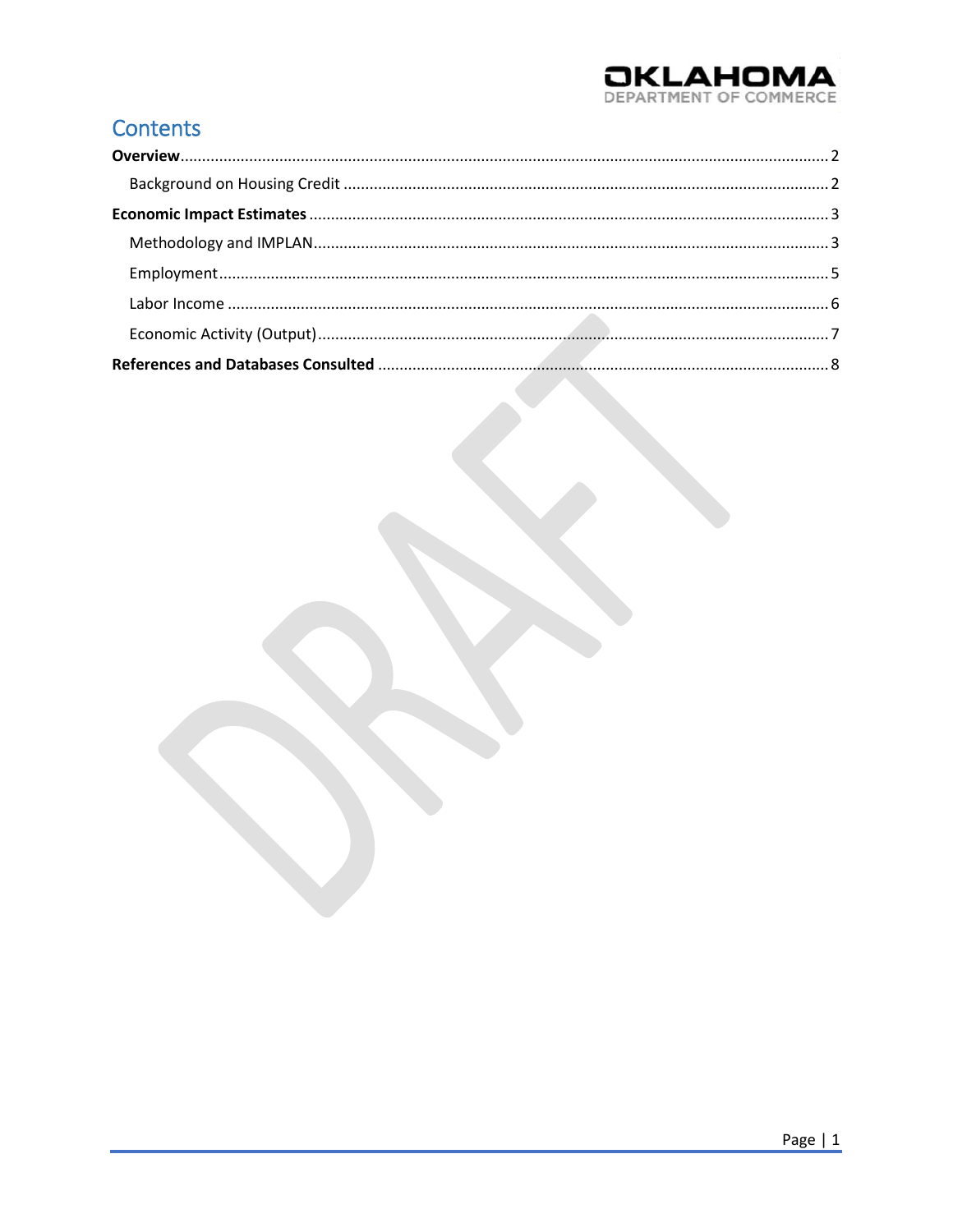# Contents

**Overview** ..... 2

Background on Housing Credit ..... 2

**Economic Impact Estimates** ..... 3

Methodology and IMPLAN ..... 3

Employment ..... 5

Labor Income ..... 6

Economic Activity (Output) ..... 7

**References and Databases Consulted** ..... 8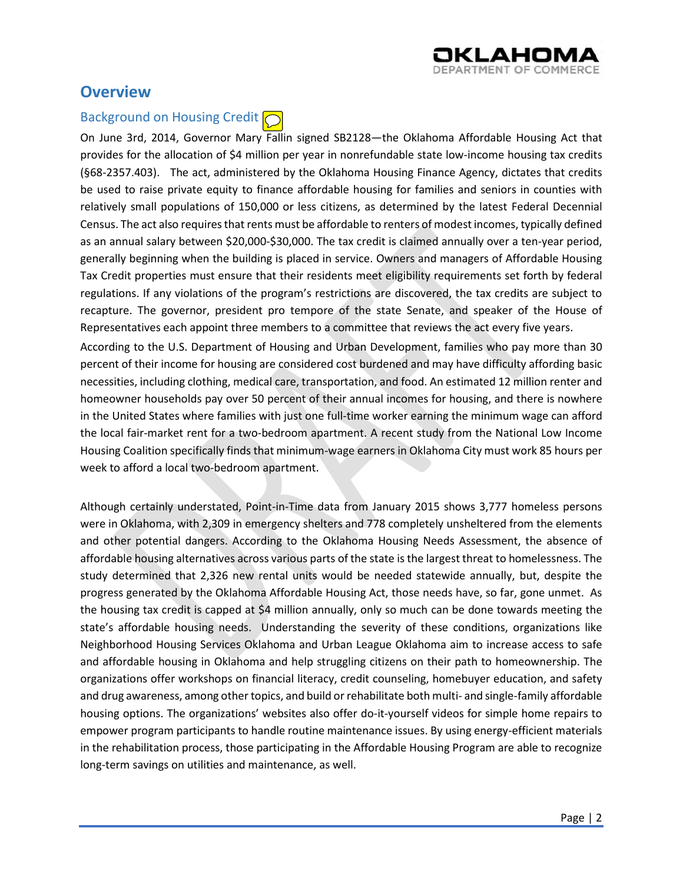# Overview

## Background on Housing Credit

On June 3rd, 2014, Governor Mary Fallin signed SB2128—the Oklahoma Affordable Housing Act that provides for the allocation of $4 million per year in nonrefundable state low-income housing tax credits (§68-2357.403). The act, administered by the Oklahoma Housing Finance Agency, dictates that credits be used to raise private equity to finance affordable housing for families and seniors in counties with relatively small populations of 150,000 or less citizens, as determined by the latest Federal Decennial Census. The act also requires that rents must be affordable to renters of modest incomes, typically defined as an annual salary between $20,000-$30,000. The tax credit is claimed annually over a ten-year period, generally beginning when the building is placed in service. Owners and managers of Affordable Housing Tax Credit properties must ensure that their residents meet eligibility requirements set forth by federal regulations. If any violations of the program's restrictions are discovered, the tax credits are subject to recapture. The governor, president pro tempore of the state Senate, and speaker of the House of Representatives each appoint three members to a committee that reviews the act every five years.

According to the U.S. Department of Housing and Urban Development, families who pay more than 30 percent of their income for housing are considered cost burdened and may have difficulty affording basic necessities, including clothing, medical care, transportation, and food. An estimated 12 million renter and homeowner households pay over 50 percent of their annual incomes for housing, and there is nowhere in the United States where families with just one full-time worker earning the minimum wage can afford the local fair-market rent for a two-bedroom apartment. A recent study from the National Low Income Housing Coalition specifically finds that minimum-wage earners in Oklahoma City must work 85 hours per week to afford a local two-bedroom apartment.

Although certainly understated, Point-in-Time data from January 2015 shows 3,777 homeless persons were in Oklahoma, with 2,309 in emergency shelters and 778 completely unsheltered from the elements and other potential dangers. According to the Oklahoma Housing Needs Assessment, the absence of affordable housing alternatives across various parts of the state is the largest threat to homelessness. The study determined that 2,326 new rental units would be needed statewide annually, but, despite the progress generated by the Oklahoma Affordable Housing Act, those needs have, so far, gone unmet. As the housing tax credit is capped at $4 million annually, only so much can be done towards meeting the state's affordable housing needs. Understanding the severity of these conditions, organizations like Neighborhood Housing Services Oklahoma and Urban League Oklahoma aim to increase access to safe and affordable housing in Oklahoma and help struggling citizens on their path to homeownership. The organizations offer workshops on financial literacy, credit counseling, homebuyer education, and safety and drug awareness, among other topics, and build or rehabilitate both multi- and single-family affordable housing options. The organizations' websites also offer do-it-yourself videos for simple home repairs to empower program participants to handle routine maintenance issues. By using energy-efficient materials in the rehabilitation process, those participating in the Affordable Housing Program are able to recognize long-term savings on utilities and maintenance, as well.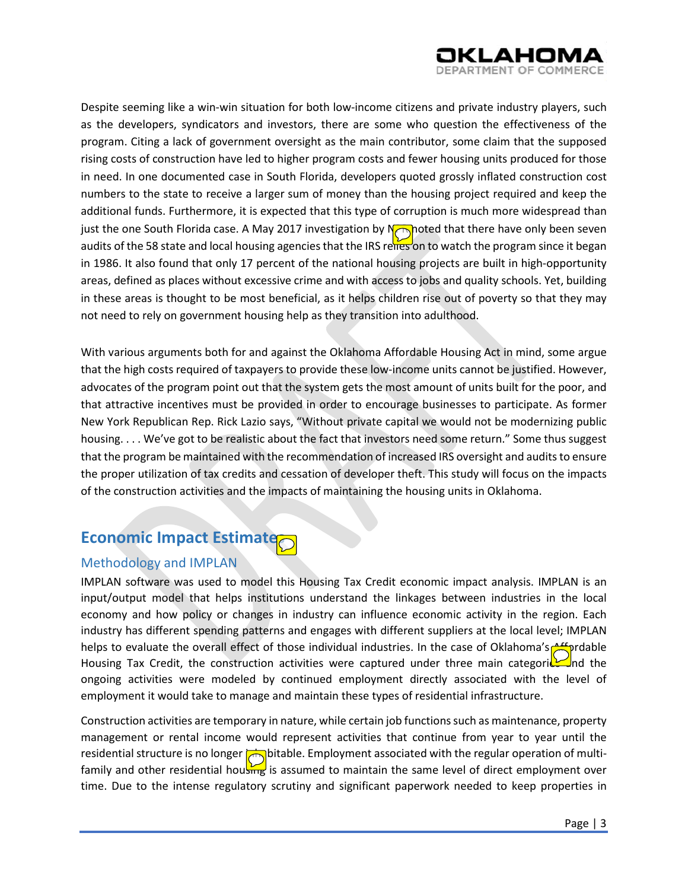Despite seeming like a win-win situation for both low-income citizens and private industry players, such as the developers, syndicators and investors, there are some who question the effectiveness of the program. Citing a lack of government oversight as the main contributor, some claim that the supposed rising costs of construction have led to higher program costs and fewer housing units produced for those in need. In one documented case in South Florida, developers quoted grossly inflated construction cost numbers to the state to receive a larger sum of money than the housing project required and keep the additional funds. Furthermore, it is expected that this type of corruption is much more widespread than just the one South Florida case. A May 2017 investigation by N noted that there have only been seven audits of the 58 state and local housing agencies that the IRS relies on to watch the program since it began in 1986. It also found that only 17 percent of the national housing projects are built in high-opportunity areas, defined as places without excessive crime and with access to jobs and quality schools. Yet, building in these areas is thought to be most beneficial, as it helps children rise out of poverty so that they may not need to rely on government housing help as they transition into adulthood.

With various arguments both for and against the Oklahoma Affordable Housing Act in mind, some argue that the high costs required of taxpayers to provide these low-income units cannot be justified. However, advocates of the program point out that the system gets the most amount of units built for the poor, and that attractive incentives must be provided in order to encourage businesses to participate. As former New York Republican Rep. Rick Lazio says, "Without private capital we would not be modernizing public housing. . . . We've got to be realistic about the fact that investors need some return." Some thus suggest that the program be maintained with the recommendation of increased IRS oversight and audits to ensure the proper utilization of tax credits and cessation of developer theft. This study will focus on the impacts of the construction activities and the impacts of maintaining the housing units in Oklahoma.

## Economic Impact Estimate

### Methodology and IMPLAN

IMPLAN software was used to model this Housing Tax Credit economic impact analysis. IMPLAN is an input/output model that helps institutions understand the linkages between industries in the local economy and how policy or changes in industry can influence economic activity in the region. Each industry has different spending patterns and engages with different suppliers at the local level; IMPLAN helps to evaluate the overall effect of those individual industries. In the case of Oklahoma's Affordable Housing Tax Credit, the construction activities were captured under three main categories and the ongoing activities were modeled by continued employment directly associated with the level of employment it would take to manage and maintain these types of residential infrastructure.

Construction activities are temporary in nature, while certain job functions such as maintenance, property management or rental income would represent activities that continue from year to year until the residential structure is no longer habitable. Employment associated with the regular operation of multi-family and other residential housing is assumed to maintain the same level of direct employment over time. Due to the intense regulatory scrutiny and significant paperwork needed to keep properties in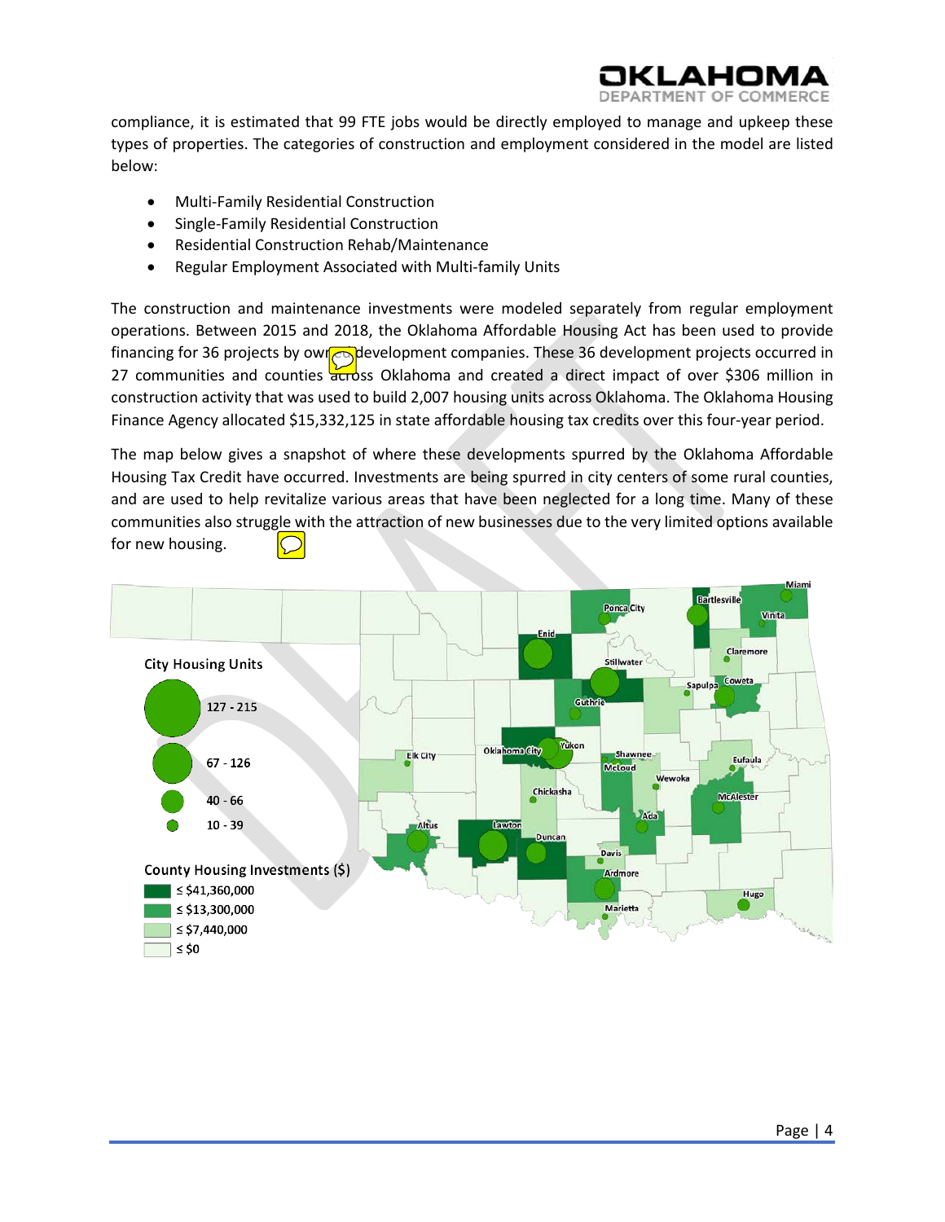compliance, it is estimated that 99 FTE jobs would be directly employed to manage and upkeep these types of properties. The categories of construction and employment considered in the model are listed below:

- Multi-Family Residential Construction
- Single-Family Residential Construction
- Residential Construction Rehab/Maintenance
- Regular Employment Associated with Multi-family Units

The construction and maintenance investments were modeled separately from regular employment operations. Between 2015 and 2018, the Oklahoma Affordable Housing Act has been used to provide financing for 36 projects by owner development companies. These 36 development projects occurred in 27 communities and counties across Oklahoma and created a direct impact of over $306 million in construction activity that was used to build 2,007 housing units across Oklahoma. The Oklahoma Housing Finance Agency allocated $15,332,125 in state affordable housing tax credits over this four-year period.

The map below gives a snapshot of where these developments spurred by the Oklahoma Affordable Housing Tax Credit have occurred. Investments are being spurred in city centers of some rural counties, and are used to help revitalize various areas that have been neglected for a long time. Many of these communities also struggle with the attraction of new businesses due to the very limited options available for new housing.

City Housing Units

- 127 - 215
- 67 - 126
- 40 - 66
- 10 - 39

County Housing Investments ($)

- ≤ $41,360,000
- ≤ $13,300,000
- ≤ $7,440,000
- ≤ $0

Miami, Bartlesville, Vinita, Ponca City, Enid, Claremore, Stillwater, Sapulpa, Coweta, Guthrie, Oklahoma City, Yukon, Shawnee, Mcloud, Elk City, Eufaula, Wewoka, Chickasha, McAlester, Ada, Altus, Lawton, Duncan, Davis, Ardmore, Hugo, Marietta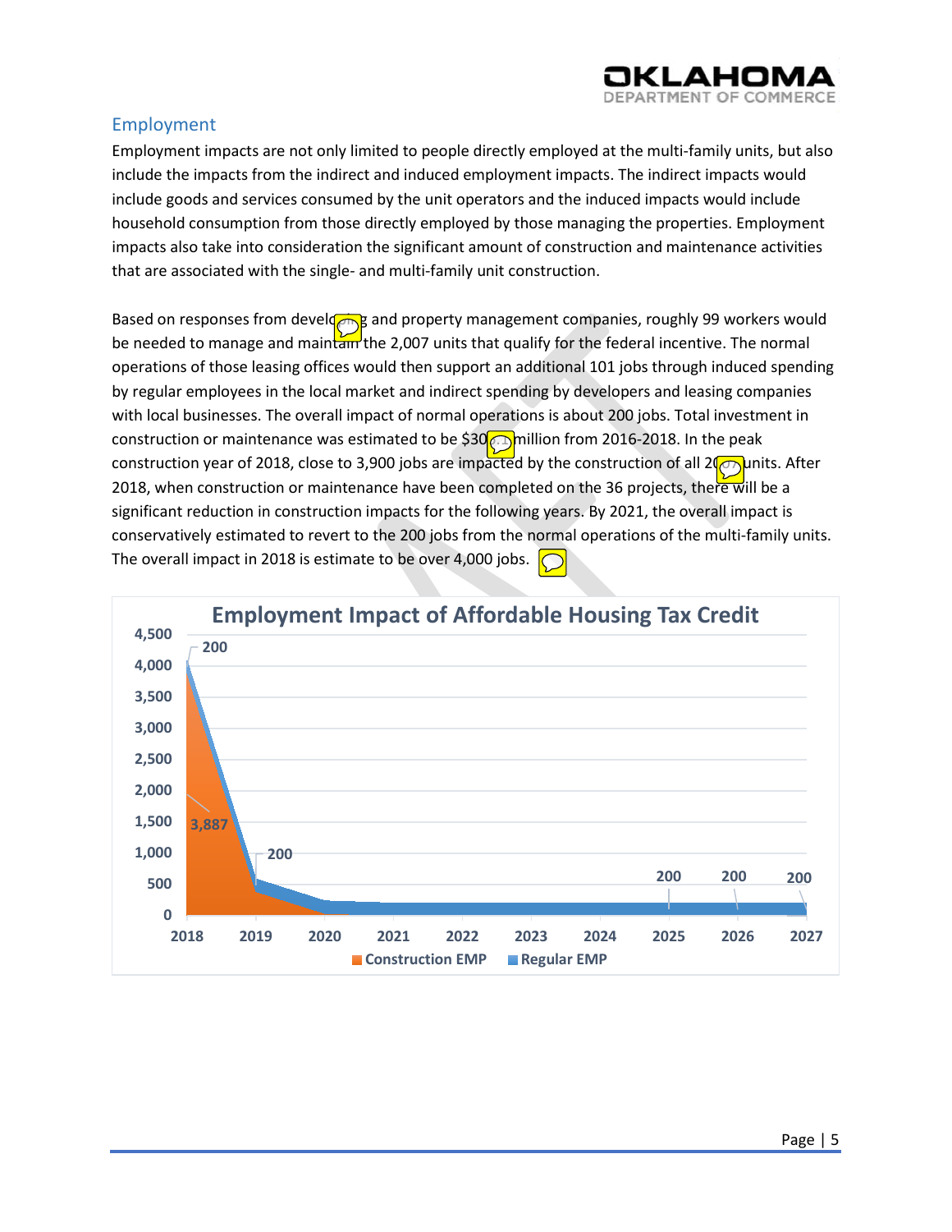## Employment

Employment impacts are not only limited to people directly employed at the multi-family units, but also include the impacts from the indirect and induced employment impacts. The indirect impacts would include goods and services consumed by the unit operators and the induced impacts would include household consumption from those directly employed by those managing the properties. Employment impacts also take into consideration the significant amount of construction and maintenance activities that are associated with the single- and multi-family unit construction.

Based on responses from developing and property management companies, roughly 99 workers would be needed to manage and maintain the 2,007 units that qualify for the federal incentive. The normal operations of those leasing offices would then support an additional 101 jobs through induced spending by regular employees in the local market and indirect spending by developers and leasing companies with local businesses. The overall impact of normal operations is about 200 jobs. Total investment in construction or maintenance was estimated to be $30 million from 2016-2018. In the peak construction year of 2018, close to 3,900 jobs are impacted by the construction of all 2007 units. After 2018, when construction or maintenance have been completed on the 36 projects, there will be a significant reduction in construction impacts for the following years. By 2021, the overall impact is conservatively estimated to revert to the 200 jobs from the normal operations of the multi-family units. The overall impact in 2018 is estimate to be over 4,000 jobs.

**Employment Impact of Affordable Housing Tax Credit**

| Year | Construction EMP | Regular EMP |
|---|---|---|
| 2018 | 3,887 | 200 |
| 2019 | | 200 |
| 2025 | | 200 |
| 2026 | | 200 |
| 2027 | | 200 |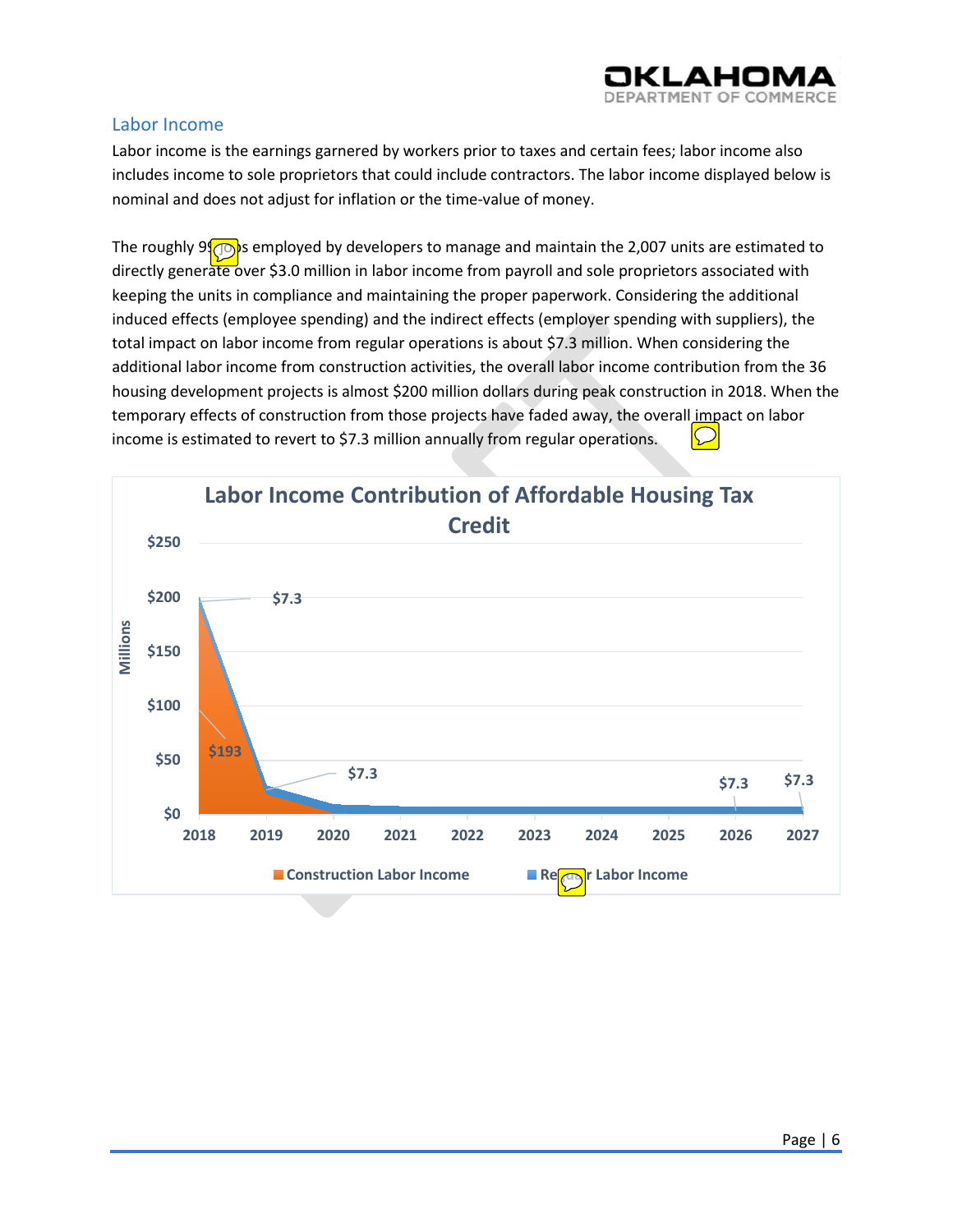## Labor Income

Labor income is the earnings garnered by workers prior to taxes and certain fees; labor income also includes income to sole proprietors that could include contractors. The labor income displayed below is nominal and does not adjust for inflation or the time-value of money.

The roughly 9_ jobs employed by developers to manage and maintain the 2,007 units are estimated to directly generate over $3.0 million in labor income from payroll and sole proprietors associated with keeping the units in compliance and maintaining the proper paperwork. Considering the additional induced effects (employee spending) and the indirect effects (employer spending with suppliers), the total impact on labor income from regular operations is about $7.3 million. When considering the additional labor income from construction activities, the overall labor income contribution from the 36 housing development projects is almost $200 million dollars during peak construction in 2018. When the temporary effects of construction from those projects have faded away, the overall impact on labor income is estimated to revert to $7.3 million annually from regular operations.

**Labor Income Contribution of Affordable Housing Tax Credit**

Millions

$250, $200, $150, $100, $50, $0

$7.3, $193, $7.3, $7.3, $7.3

2018, 2019, 2020, 2021, 2022, 2023, 2024, 2025, 2026, 2027

Construction Labor Income | Regular Labor Income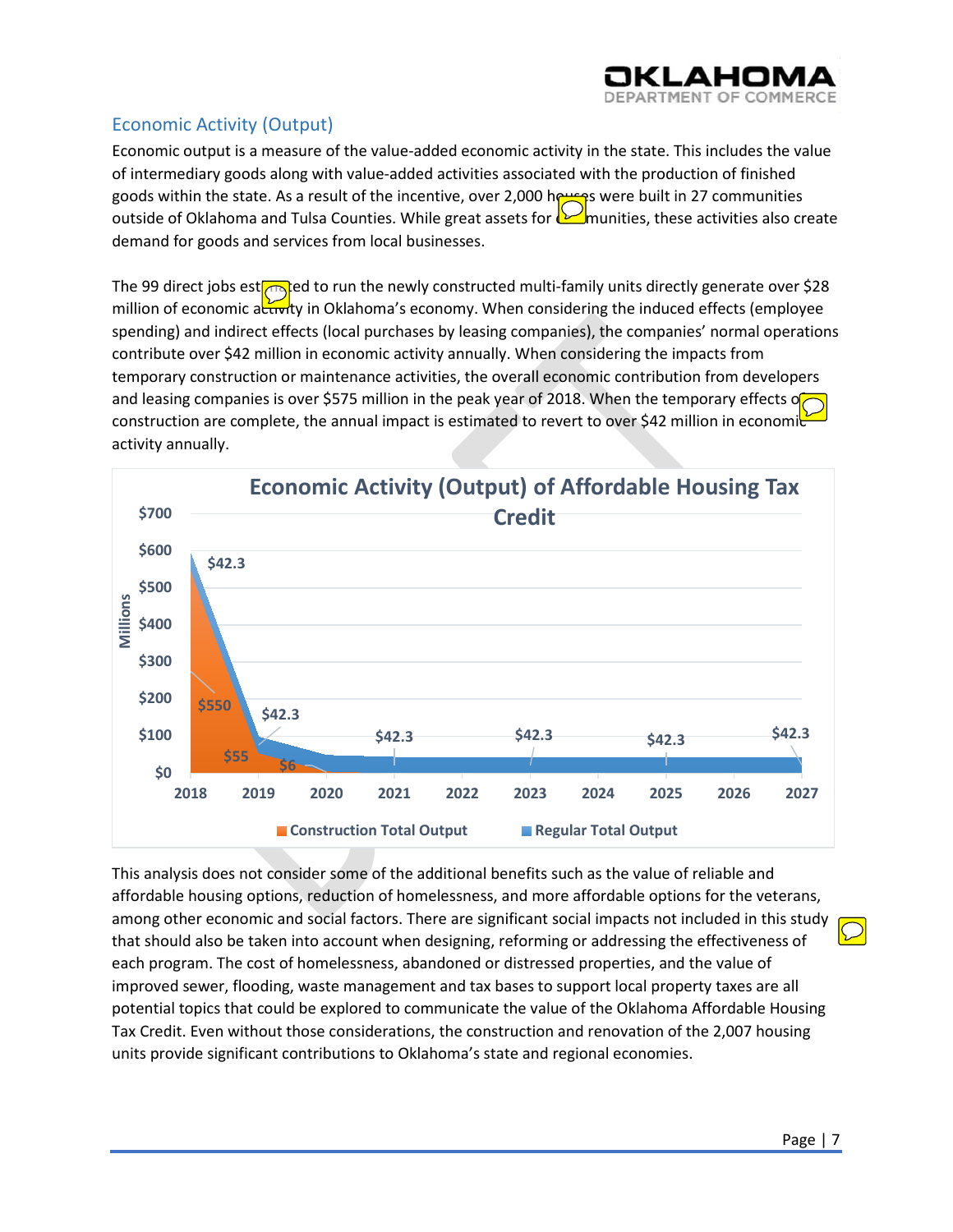## Economic Activity (Output)

Economic output is a measure of the value-added economic activity in the state. This includes the value of intermediary goods along with value-added activities associated with the production of finished goods within the state. As a result of the incentive, over 2,000 houses were built in 27 communities outside of Oklahoma and Tulsa Counties. While great assets for communities, these activities also create demand for goods and services from local businesses.

The 99 direct jobs estimated to run the newly constructed multi-family units directly generate over $28 million of economic activity in Oklahoma's economy. When considering the induced effects (employee spending) and indirect effects (local purchases by leasing companies), the companies' normal operations contribute over $42 million in economic activity annually. When considering the impacts from temporary construction or maintenance activities, the overall economic contribution from developers and leasing companies is over $575 million in the peak year of 2018. When the temporary effects of construction are complete, the annual impact is estimated to revert to over $42 million in economic activity annually.

**Economic Activity (Output) of Affordable Housing Tax Credit**

(Millions)

| Year | Construction Total Output | Regular Total Output |
|---|---|---|
| 2018 | $550 | $42.3 |
| 2019 | $55 | $42.3 |
| 2020 | $6 | |
| 2021 | | $42.3 |
| 2023 | | $42.3 |
| 2025 | | $42.3 |
| 2027 | | $42.3 |

This analysis does not consider some of the additional benefits such as the value of reliable and affordable housing options, reduction of homelessness, and more affordable options for the veterans, among other economic and social factors. There are significant social impacts not included in this study that should also be taken into account when designing, reforming or addressing the effectiveness of each program. The cost of homelessness, abandoned or distressed properties, and the value of improved sewer, flooding, waste management and tax bases to support local property taxes are all potential topics that could be explored to communicate the value of the Oklahoma Affordable Housing Tax Credit. Even without those considerations, the construction and renovation of the 2,007 housing units provide significant contributions to Oklahoma's state and regional economies.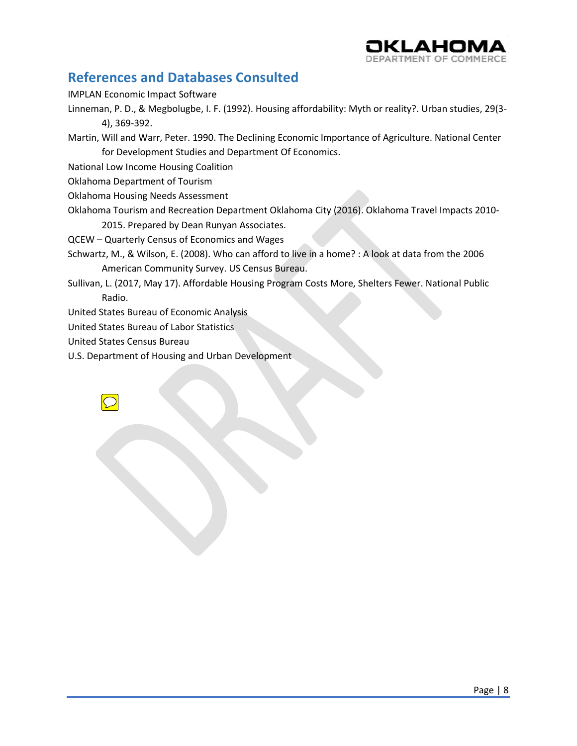## References and Databases Consulted

IMPLAN Economic Impact Software

Linneman, P. D., & Megbolugbe, I. F. (1992). Housing affordability: Myth or reality?. Urban studies, 29(3-4), 369-392.

Martin, Will and Warr, Peter. 1990. The Declining Economic Importance of Agriculture. National Center for Development Studies and Department Of Economics.

National Low Income Housing Coalition

Oklahoma Department of Tourism

Oklahoma Housing Needs Assessment

Oklahoma Tourism and Recreation Department Oklahoma City (2016). Oklahoma Travel Impacts 2010-2015. Prepared by Dean Runyan Associates.

QCEW – Quarterly Census of Economics and Wages

Schwartz, M., & Wilson, E. (2008). Who can afford to live in a home? : A look at data from the 2006 American Community Survey. US Census Bureau.

Sullivan, L. (2017, May 17). Affordable Housing Program Costs More, Shelters Fewer. National Public Radio.

United States Bureau of Economic Analysis

United States Bureau of Labor Statistics

United States Census Bureau

U.S. Department of Housing and Urban Development